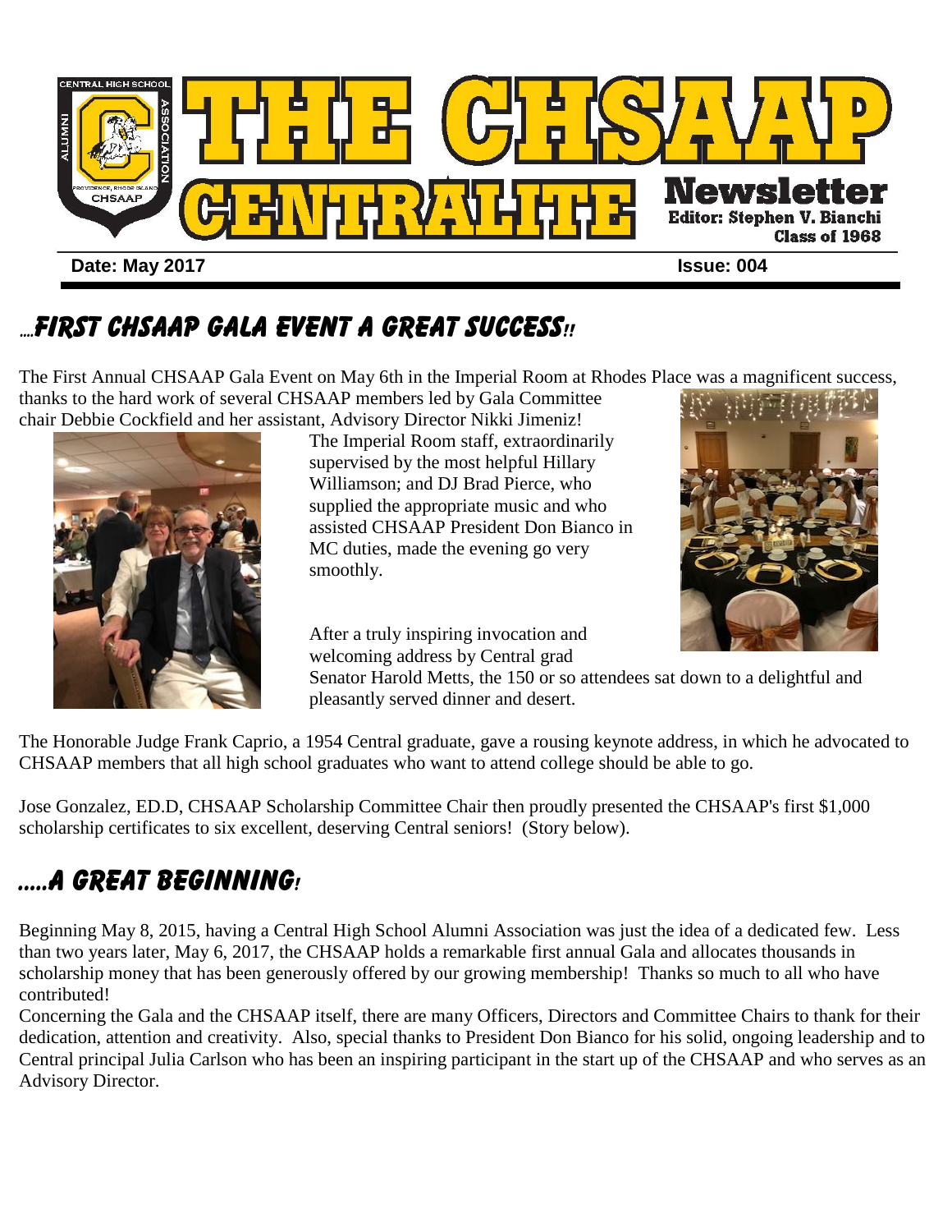# THE CHSAAP CENTRALITE Newsletter

**Editor: Stephen V. Bianchi Class of 1968**

**Date: May 2017** **Issue: 004**

## ....First CHSAAP Gala Event a Great Success!!

The First Annual CHSAAP Gala Event on May 6th in the Imperial Room at Rhodes Place was a magnificent success, thanks to the hard work of several CHSAAP members led by Gala Committee chair Debbie Cockfield and her assistant, Advisory Director Nikki Jimeniz!

The Imperial Room staff, extraordinarily supervised by the most helpful Hillary Williamson; and DJ Brad Pierce, who supplied the appropriate music and who assisted CHSAAP President Don Bianco in MC duties, made the evening go very smoothly.

After a truly inspiring invocation and welcoming address by Central grad Senator Harold Metts, the 150 or so attendees sat down to a delightful and pleasantly served dinner and desert.

The Honorable Judge Frank Caprio, a 1954 Central graduate, gave a rousing keynote address, in which he advocated to CHSAAP members that all high school graduates who want to attend college should be able to go.

Jose Gonzalez, ED.D, CHSAAP Scholarship Committee Chair then proudly presented the CHSAAP's first $1,000 scholarship certificates to six excellent, deserving Central seniors! (Story below).

## .....A Great Beginning!

Beginning May 8, 2015, having a Central High School Alumni Association was just the idea of a dedicated few. Less than two years later, May 6, 2017, the CHSAAP holds a remarkable first annual Gala and allocates thousands in scholarship money that has been generously offered by our growing membership! Thanks so much to all who have contributed!

Concerning the Gala and the CHSAAP itself, there are many Officers, Directors and Committee Chairs to thank for their dedication, attention and creativity. Also, special thanks to President Don Bianco for his solid, ongoing leadership and to Central principal Julia Carlson who has been an inspiring participant in the start up of the CHSAAP and who serves as an Advisory Director.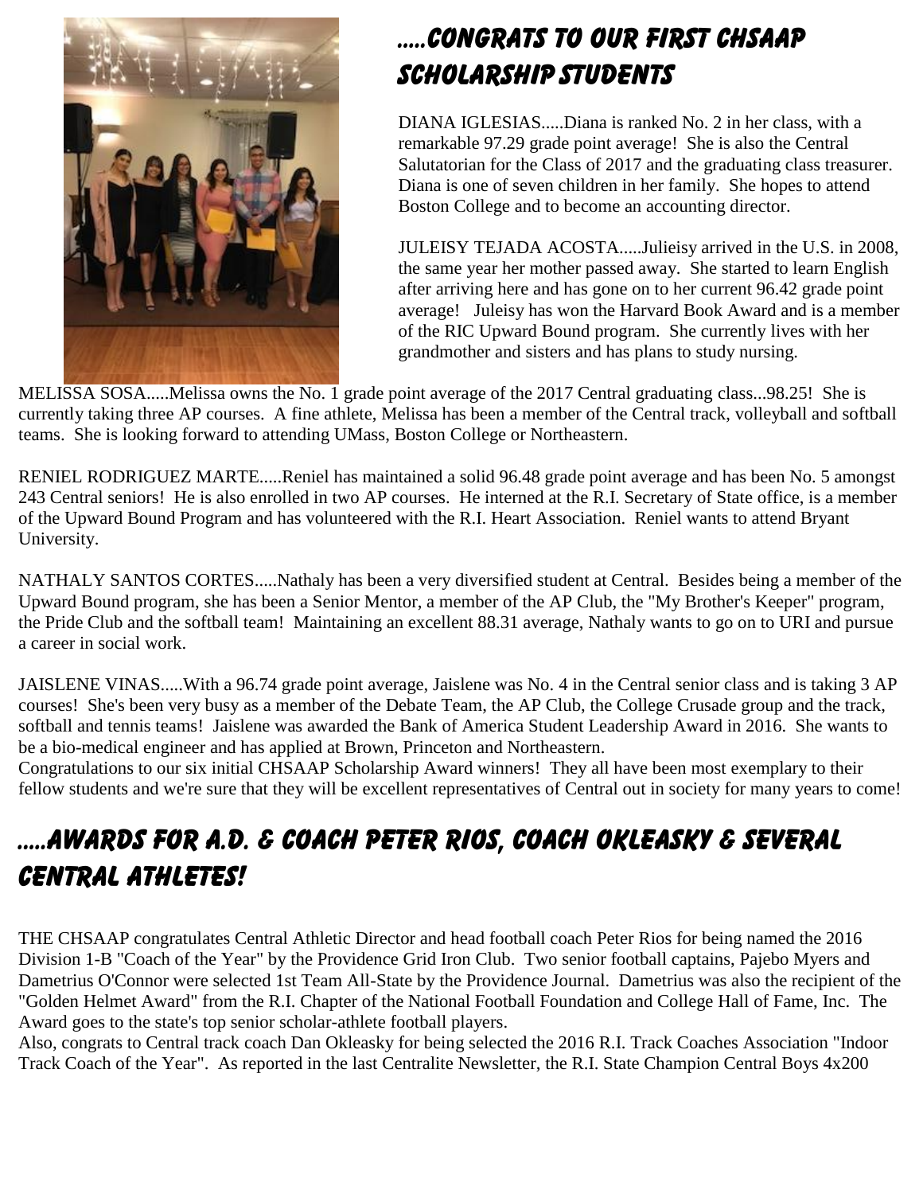## .....CONGRATS TO OUR FIRST CHSAAP SCHOLARSHIP STUDENTS

DIANA IGLESIAS.....Diana is ranked No. 2 in her class, with a remarkable 97.29 grade point average! She is also the Central Salutatorian for the Class of 2017 and the graduating class treasurer. Diana is one of seven children in her family. She hopes to attend Boston College and to become an accounting director.

JULEISY TEJADA ACOSTA.....Julieisy arrived in the U.S. in 2008, the same year her mother passed away. She started to learn English after arriving here and has gone on to her current 96.42 grade point average! Juleisy has won the Harvard Book Award and is a member of the RIC Upward Bound program. She currently lives with her grandmother and sisters and has plans to study nursing.

MELISSA SOSA.....Melissa owns the No. 1 grade point average of the 2017 Central graduating class...98.25! She is currently taking three AP courses. A fine athlete, Melissa has been a member of the Central track, volleyball and softball teams. She is looking forward to attending UMass, Boston College or Northeastern.

RENIEL RODRIGUEZ MARTE.....Reniel has maintained a solid 96.48 grade point average and has been No. 5 amongst 243 Central seniors! He is also enrolled in two AP courses. He interned at the R.I. Secretary of State office, is a member of the Upward Bound Program and has volunteered with the R.I. Heart Association. Reniel wants to attend Bryant University.

NATHALY SANTOS CORTES.....Nathaly has been a very diversified student at Central. Besides being a member of the Upward Bound program, she has been a Senior Mentor, a member of the AP Club, the "My Brother's Keeper" program, the Pride Club and the softball team! Maintaining an excellent 88.31 average, Nathaly wants to go on to URI and pursue a career in social work.

JAISLENE VINAS.....With a 96.74 grade point average, Jaislene was No. 4 in the Central senior class and is taking 3 AP courses! She's been very busy as a member of the Debate Team, the AP Club, the College Crusade group and the track, softball and tennis teams! Jaislene was awarded the Bank of America Student Leadership Award in 2016. She wants to be a bio-medical engineer and has applied at Brown, Princeton and Northeastern.

Congratulations to our six initial CHSAAP Scholarship Award winners! They all have been most exemplary to their fellow students and we're sure that they will be excellent representatives of Central out in society for many years to come!

## .....AWARDS FOR A.D. & COACH PETER RIOS, COACH OKLEASKY & SEVERAL CENTRAL ATHLETES!

THE CHSAAP congratulates Central Athletic Director and head football coach Peter Rios for being named the 2016 Division 1-B "Coach of the Year" by the Providence Grid Iron Club. Two senior football captains, Pajebo Myers and Dametrius O'Connor were selected 1st Team All-State by the Providence Journal. Dametrius was also the recipient of the "Golden Helmet Award" from the R.I. Chapter of the National Football Foundation and College Hall of Fame, Inc. The Award goes to the state's top senior scholar-athlete football players.

Also, congrats to Central track coach Dan Okleasky for being selected the 2016 R.I. Track Coaches Association "Indoor Track Coach of the Year". As reported in the last Centralite Newsletter, the R.I. State Champion Central Boys 4x200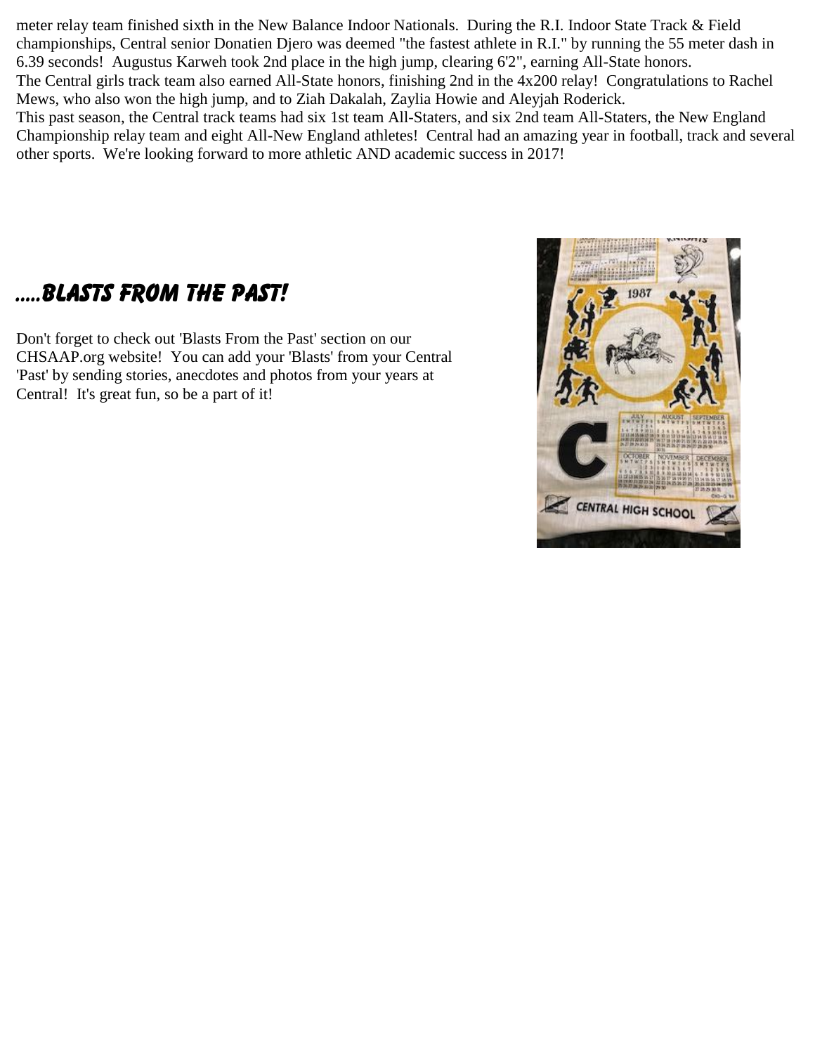meter relay team finished sixth in the New Balance Indoor Nationals. During the R.I. Indoor State Track & Field championships, Central senior Donatien Djero was deemed "the fastest athlete in R.I." by running the 55 meter dash in 6.39 seconds! Augustus Karweh took 2nd place in the high jump, clearing 6'2", earning All-State honors.
The Central girls track team also earned All-State honors, finishing 2nd in the 4x200 relay! Congratulations to Rachel Mews, who also won the high jump, and to Ziah Dakalah, Zaylia Howie and Aleyjah Roderick.
This past season, the Central track teams had six 1st team All-Staters, and six 2nd team All-Staters, the New England Championship relay team and eight All-New England athletes! Central had an amazing year in football, track and several other sports. We're looking forward to more athletic AND academic success in 2017!

## .....BLASTS FROM THE PAST!

Don't forget to check out 'Blasts From the Past' section on our CHSAAP.org website! You can add your 'Blasts' from your Central 'Past' by sending stories, anecdotes and photos from your years at Central! It's great fun, so be a part of it!